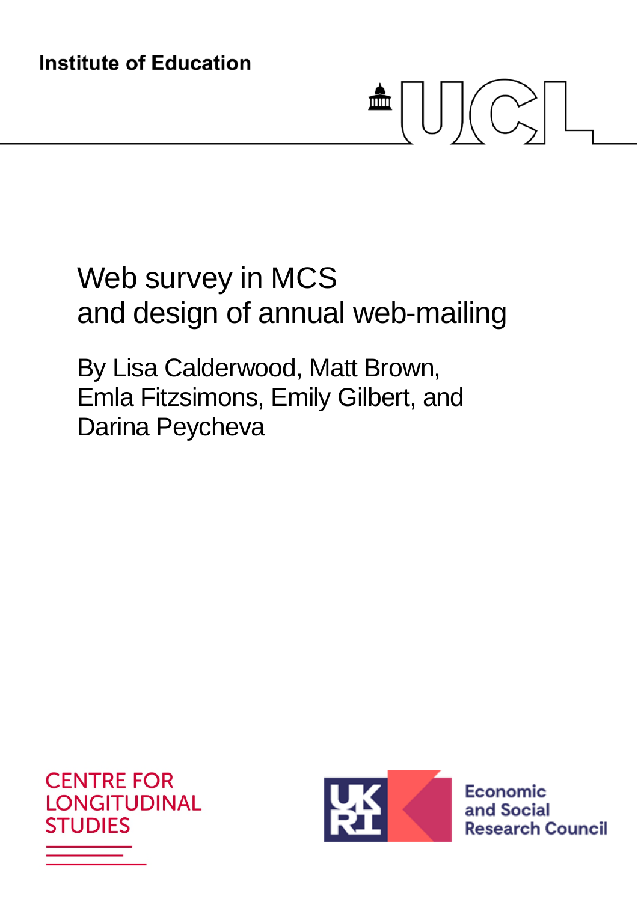Institute of Education

# Web survey in MCS and design of annual web-mailing

By Lisa Calderwood, Matt Brown, Emla Fitzsimons, Emily Gilbert, and Darina Peycheva

CENTRE FOR LONGITUDINAL STUDIES

Economic and Social Research Council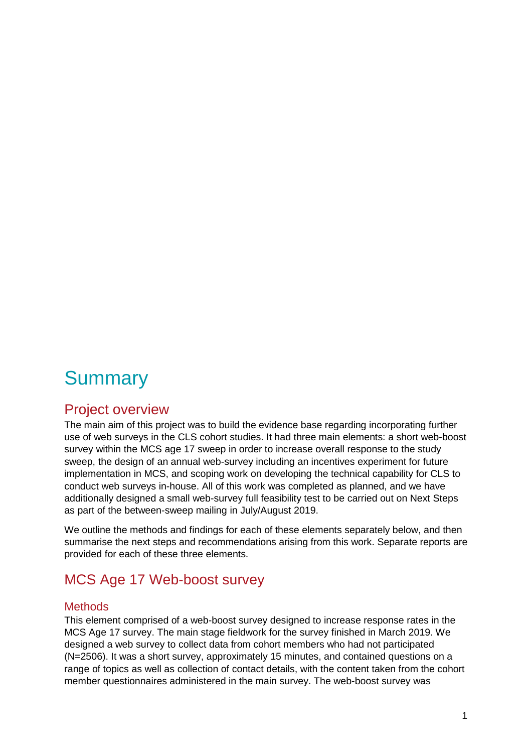# Summary

## Project overview

The main aim of this project was to build the evidence base regarding incorporating further use of web surveys in the CLS cohort studies. It had three main elements: a short web-boost survey within the MCS age 17 sweep in order to increase overall response to the study sweep, the design of an annual web-survey including an incentives experiment for future implementation in MCS, and scoping work on developing the technical capability for CLS to conduct web surveys in-house. All of this work was completed as planned, and we have additionally designed a small web-survey full feasibility test to be carried out on Next Steps as part of the between-sweep mailing in July/August 2019.

We outline the methods and findings for each of these elements separately below, and then summarise the next steps and recommendations arising from this work. Separate reports are provided for each of these three elements.

## MCS Age 17 Web-boost survey

### Methods

This element comprised of a web-boost survey designed to increase response rates in the MCS Age 17 survey. The main stage fieldwork for the survey finished in March 2019. We designed a web survey to collect data from cohort members who had not participated (N=2506). It was a short survey, approximately 15 minutes, and contained questions on a range of topics as well as collection of contact details, with the content taken from the cohort member questionnaires administered in the main survey. The web-boost survey was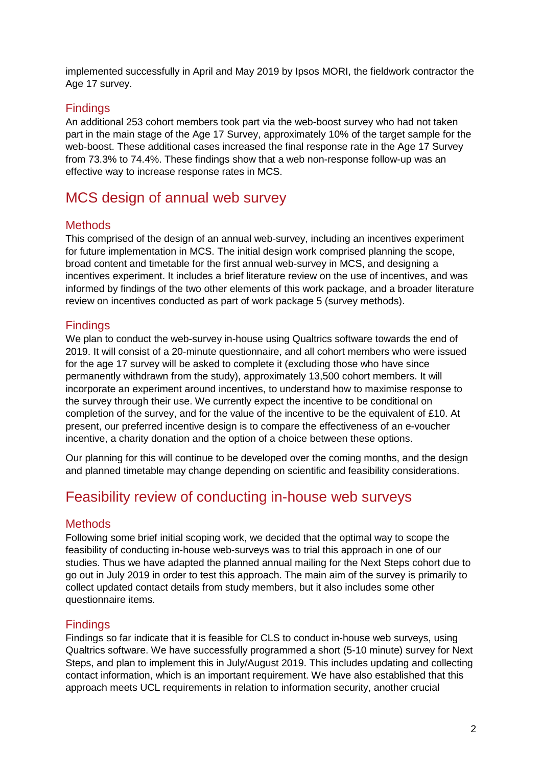implemented successfully in April and May 2019 by Ipsos MORI, the fieldwork contractor the Age 17 survey.

### Findings

An additional 253 cohort members took part via the web-boost survey who had not taken part in the main stage of the Age 17 Survey, approximately 10% of the target sample for the web-boost. These additional cases increased the final response rate in the Age 17 Survey from 73.3% to 74.4%. These findings show that a web non-response follow-up was an effective way to increase response rates in MCS.

## MCS design of annual web survey

### Methods

This comprised of the design of an annual web-survey, including an incentives experiment for future implementation in MCS. The initial design work comprised planning the scope, broad content and timetable for the first annual web-survey in MCS, and designing a incentives experiment. It includes a brief literature review on the use of incentives, and was informed by findings of the two other elements of this work package, and a broader literature review on incentives conducted as part of work package 5 (survey methods).

### Findings

We plan to conduct the web-survey in-house using Qualtrics software towards the end of 2019. It will consist of a 20-minute questionnaire, and all cohort members who were issued for the age 17 survey will be asked to complete it (excluding those who have since permanently withdrawn from the study), approximately 13,500 cohort members. It will incorporate an experiment around incentives, to understand how to maximise response to the survey through their use. We currently expect the incentive to be conditional on completion of the survey, and for the value of the incentive to be the equivalent of £10. At present, our preferred incentive design is to compare the effectiveness of an e-voucher incentive, a charity donation and the option of a choice between these options.

Our planning for this will continue to be developed over the coming months, and the design and planned timetable may change depending on scientific and feasibility considerations.

## Feasibility review of conducting in-house web surveys

### Methods

Following some brief initial scoping work, we decided that the optimal way to scope the feasibility of conducting in-house web-surveys was to trial this approach in one of our studies. Thus we have adapted the planned annual mailing for the Next Steps cohort due to go out in July 2019 in order to test this approach. The main aim of the survey is primarily to collect updated contact details from study members, but it also includes some other questionnaire items.

### Findings

Findings so far indicate that it is feasible for CLS to conduct in-house web surveys, using Qualtrics software. We have successfully programmed a short (5-10 minute) survey for Next Steps, and plan to implement this in July/August 2019. This includes updating and collecting contact information, which is an important requirement. We have also established that this approach meets UCL requirements in relation to information security, another crucial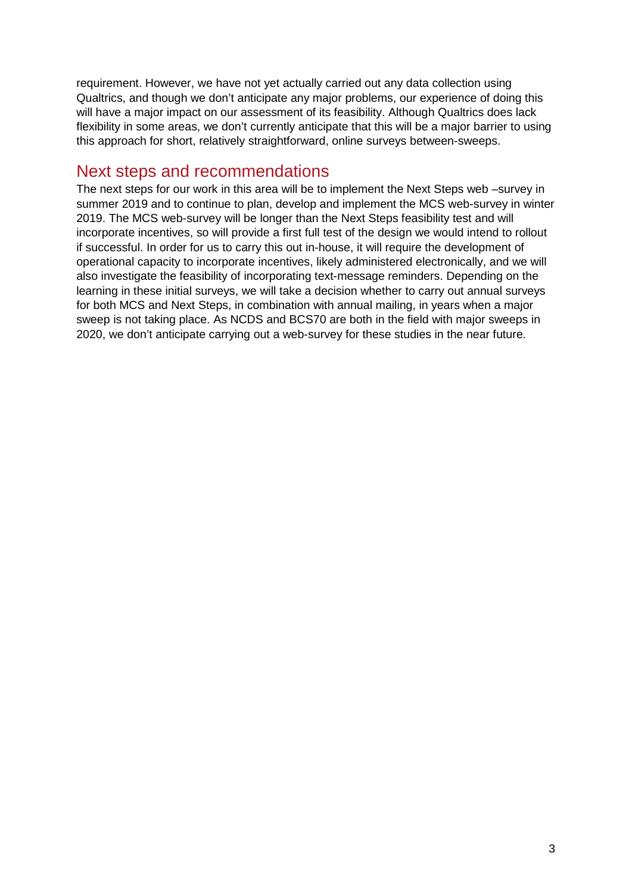requirement. However, we have not yet actually carried out any data collection using Qualtrics, and though we don't anticipate any major problems, our experience of doing this will have a major impact on our assessment of its feasibility. Although Qualtrics does lack flexibility in some areas, we don't currently anticipate that this will be a major barrier to using this approach for short, relatively straightforward, online surveys between-sweeps.

## Next steps and recommendations

The next steps for our work in this area will be to implement the Next Steps web –survey in summer 2019 and to continue to plan, develop and implement the MCS web-survey in winter 2019. The MCS web-survey will be longer than the Next Steps feasibility test and will incorporate incentives, so will provide a first full test of the design we would intend to rollout if successful. In order for us to carry this out in-house, it will require the development of operational capacity to incorporate incentives, likely administered electronically, and we will also investigate the feasibility of incorporating text-message reminders. Depending on the learning in these initial surveys, we will take a decision whether to carry out annual surveys for both MCS and Next Steps, in combination with annual mailing, in years when a major sweep is not taking place. As NCDS and BCS70 are both in the field with major sweeps in 2020, we don't anticipate carrying out a web-survey for these studies in the near future.